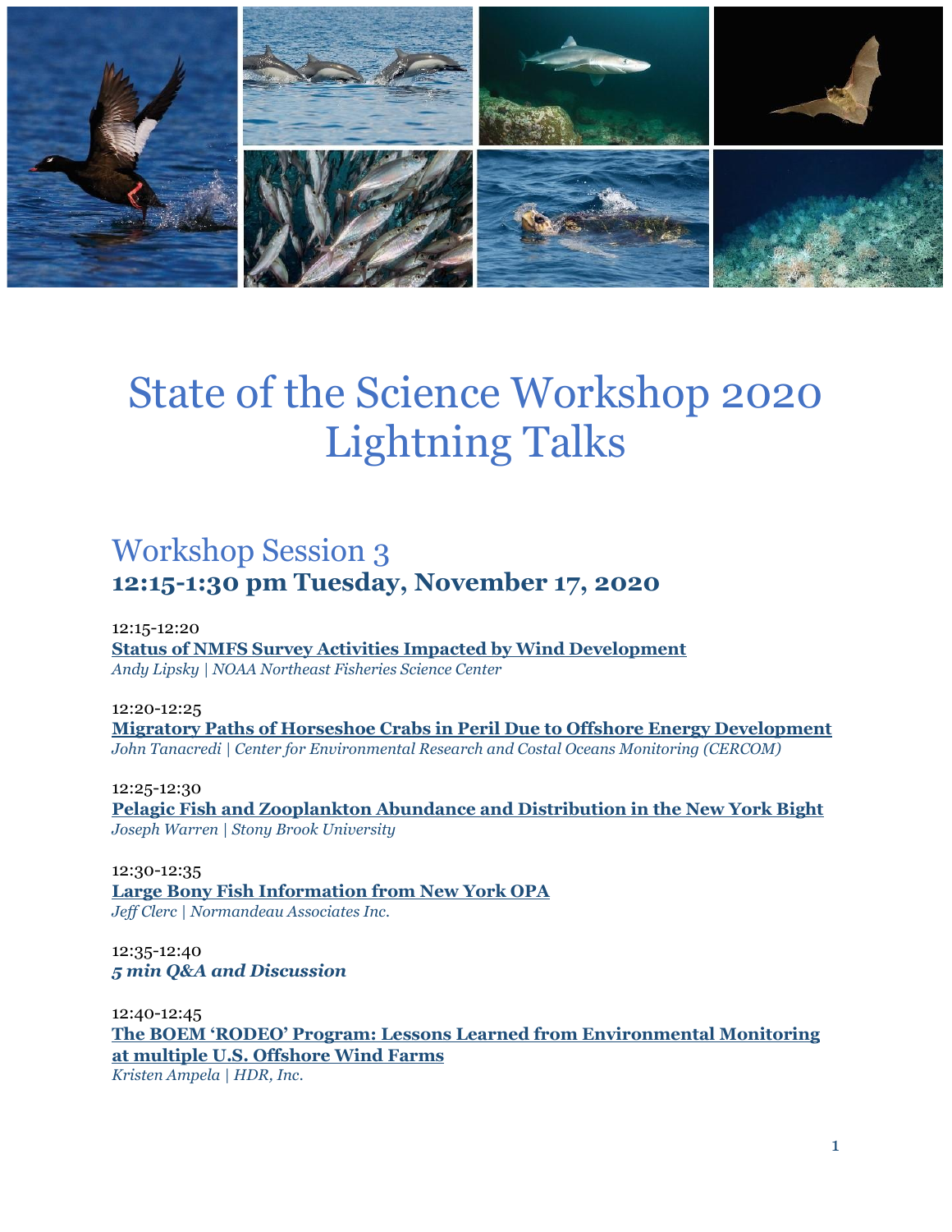# State of the Science Workshop 2020 Lightning Talks

## Workshop Session 3

### 12:15-1:30 pm Tuesday, November 17, 2020

12:15-12:20
**Status of NMFS Survey Activities Impacted by Wind Development**
*Andy Lipsky | NOAA Northeast Fisheries Science Center*

12:20-12:25
**Migratory Paths of Horseshoe Crabs in Peril Due to Offshore Energy Development**
*John Tanacredi | Center for Environmental Research and Costal Oceans Monitoring (CERCOM)*

12:25-12:30
**Pelagic Fish and Zooplankton Abundance and Distribution in the New York Bight**
*Joseph Warren | Stony Brook University*

12:30-12:35
**Large Bony Fish Information from New York OPA**
*Jeff Clerc | Normandeau Associates Inc.*

12:35-12:40
***5 min Q&A and Discussion***

12:40-12:45
**The BOEM 'RODEO' Program: Lessons Learned from Environmental Monitoring at multiple U.S. Offshore Wind Farms**
*Kristen Ampela | HDR, Inc.*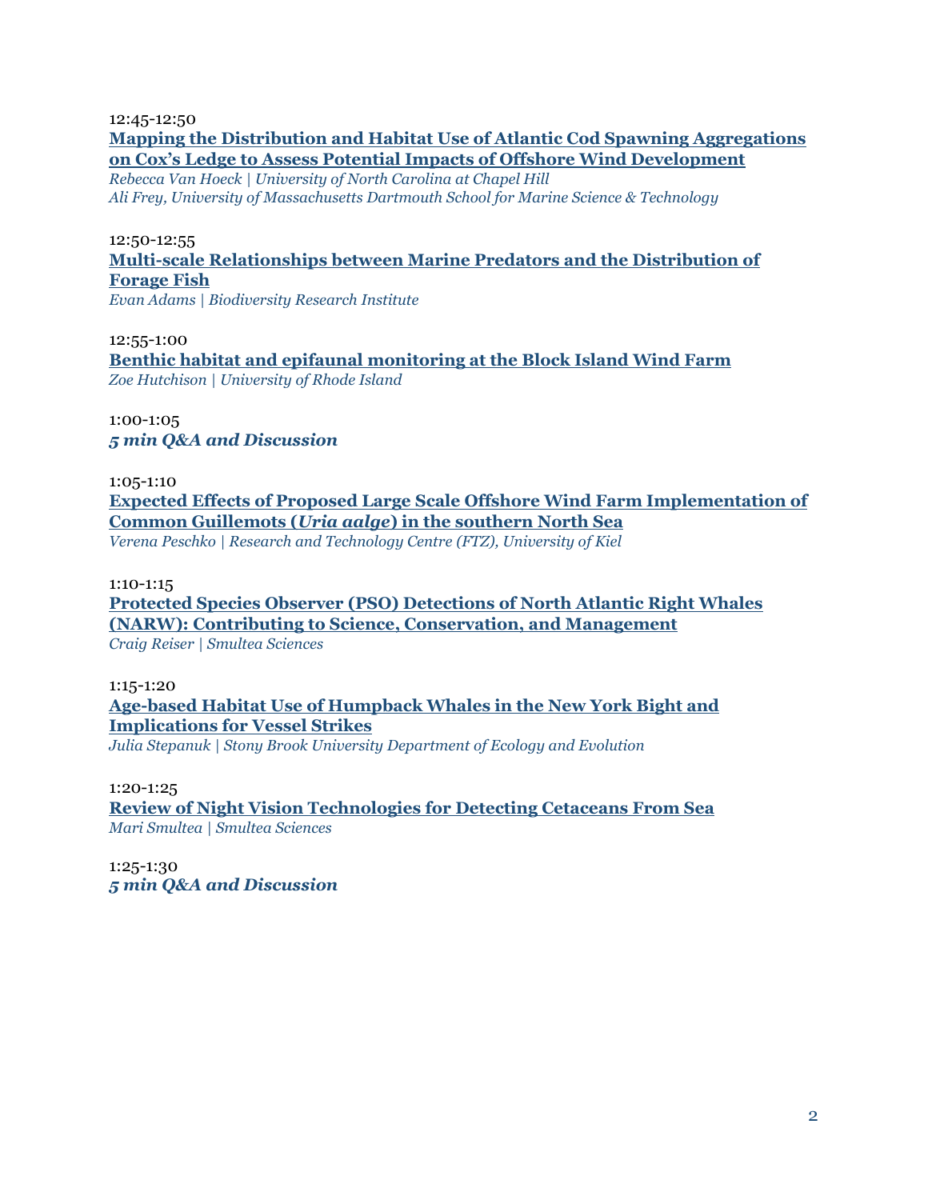12:45-12:50

**Mapping the Distribution and Habitat Use of Atlantic Cod Spawning Aggregations on Cox's Ledge to Assess Potential Impacts of Offshore Wind Development**

*Rebecca Van Hoeck | University of North Carolina at Chapel Hill*
*Ali Frey, University of Massachusetts Dartmouth School for Marine Science & Technology*

12:50-12:55

**Multi-scale Relationships between Marine Predators and the Distribution of Forage Fish**

*Evan Adams | Biodiversity Research Institute*

12:55-1:00

**Benthic habitat and epifaunal monitoring at the Block Island Wind Farm**

*Zoe Hutchison | University of Rhode Island*

1:00-1:05

***5 min Q&A and Discussion***

1:05-1:10

**Expected Effects of Proposed Large Scale Offshore Wind Farm Implementation of Common Guillemots (*Uria aalge*) in the southern North Sea**

*Verena Peschko | Research and Technology Centre (FTZ), University of Kiel*

1:10-1:15

**Protected Species Observer (PSO) Detections of North Atlantic Right Whales (NARW): Contributing to Science, Conservation, and Management**

*Craig Reiser | Smultea Sciences*

1:15-1:20

**Age-based Habitat Use of Humpback Whales in the New York Bight and Implications for Vessel Strikes**

*Julia Stepanuk | Stony Brook University Department of Ecology and Evolution*

1:20-1:25

**Review of Night Vision Technologies for Detecting Cetaceans From Sea**

*Mari Smultea | Smultea Sciences*

1:25-1:30

***5 min Q&A and Discussion***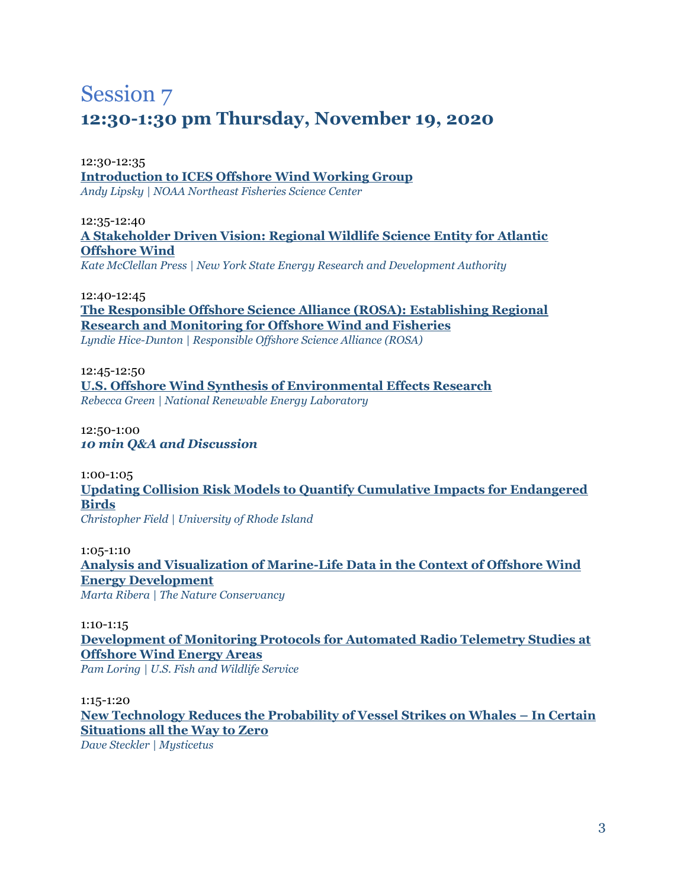# Session 7

## 12:30-1:30 pm Thursday, November 19, 2020

12:30-12:35
**Introduction to ICES Offshore Wind Working Group**
*Andy Lipsky | NOAA Northeast Fisheries Science Center*

12:35-12:40
**A Stakeholder Driven Vision: Regional Wildlife Science Entity for Atlantic Offshore Wind**
*Kate McClellan Press | New York State Energy Research and Development Authority*

12:40-12:45
**The Responsible Offshore Science Alliance (ROSA): Establishing Regional Research and Monitoring for Offshore Wind and Fisheries**
*Lyndie Hice-Dunton | Responsible Offshore Science Alliance (ROSA)*

12:45-12:50
**U.S. Offshore Wind Synthesis of Environmental Effects Research**
*Rebecca Green | National Renewable Energy Laboratory*

12:50-1:00
***10 min Q&A and Discussion***

1:00-1:05
**Updating Collision Risk Models to Quantify Cumulative Impacts for Endangered Birds**
*Christopher Field | University of Rhode Island*

1:05-1:10
**Analysis and Visualization of Marine-Life Data in the Context of Offshore Wind Energy Development**
*Marta Ribera | The Nature Conservancy*

1:10-1:15
**Development of Monitoring Protocols for Automated Radio Telemetry Studies at Offshore Wind Energy Areas**
*Pam Loring | U.S. Fish and Wildlife Service*

1:15-1:20
**New Technology Reduces the Probability of Vessel Strikes on Whales – In Certain Situations all the Way to Zero**
*Dave Steckler | Mysticetus*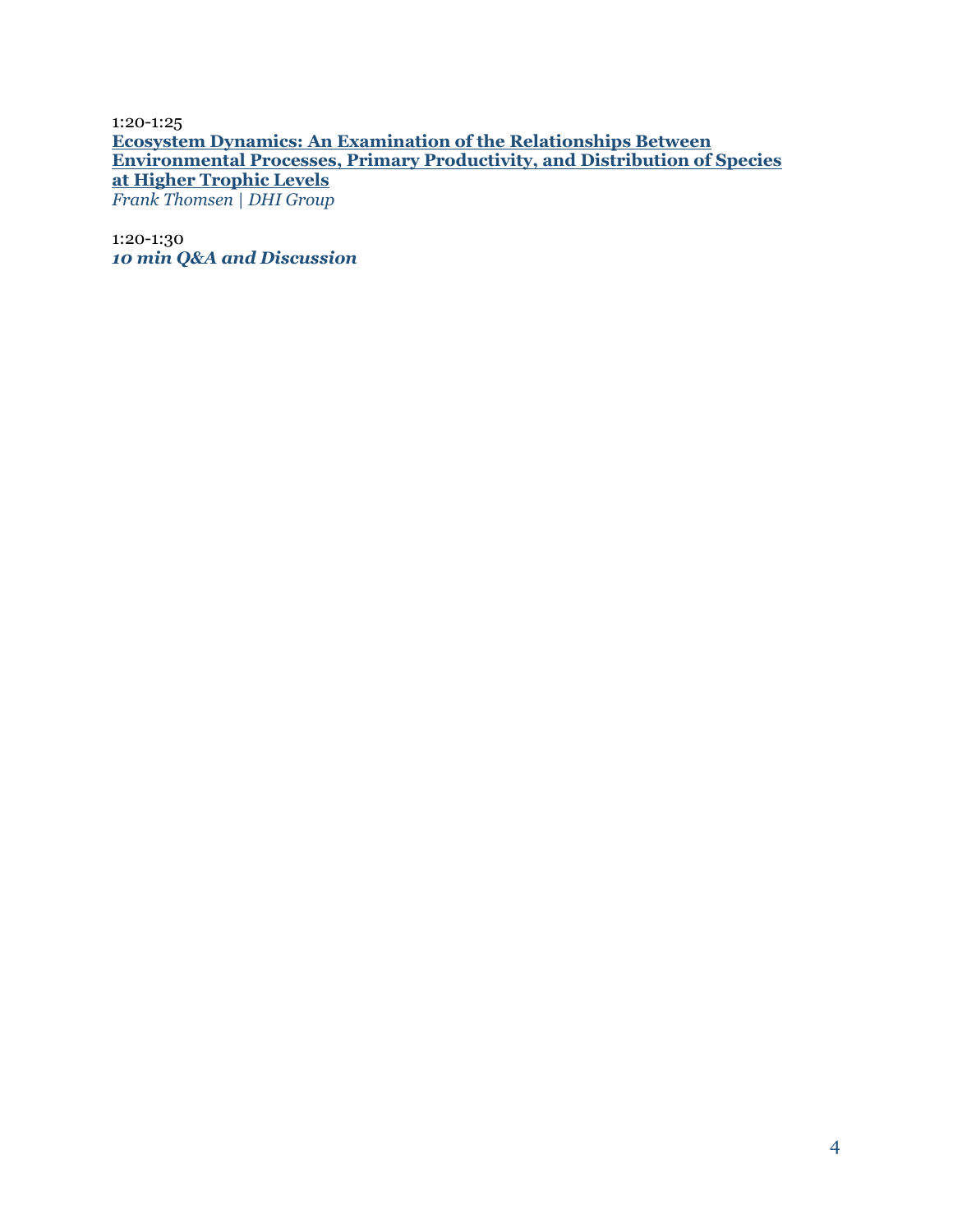1:20-1:25

**Ecosystem Dynamics: An Examination of the Relationships Between Environmental Processes, Primary Productivity, and Distribution of Species at Higher Trophic Levels**

*Frank Thomsen | DHI Group*

1:20-1:30

***10 min Q&A and Discussion***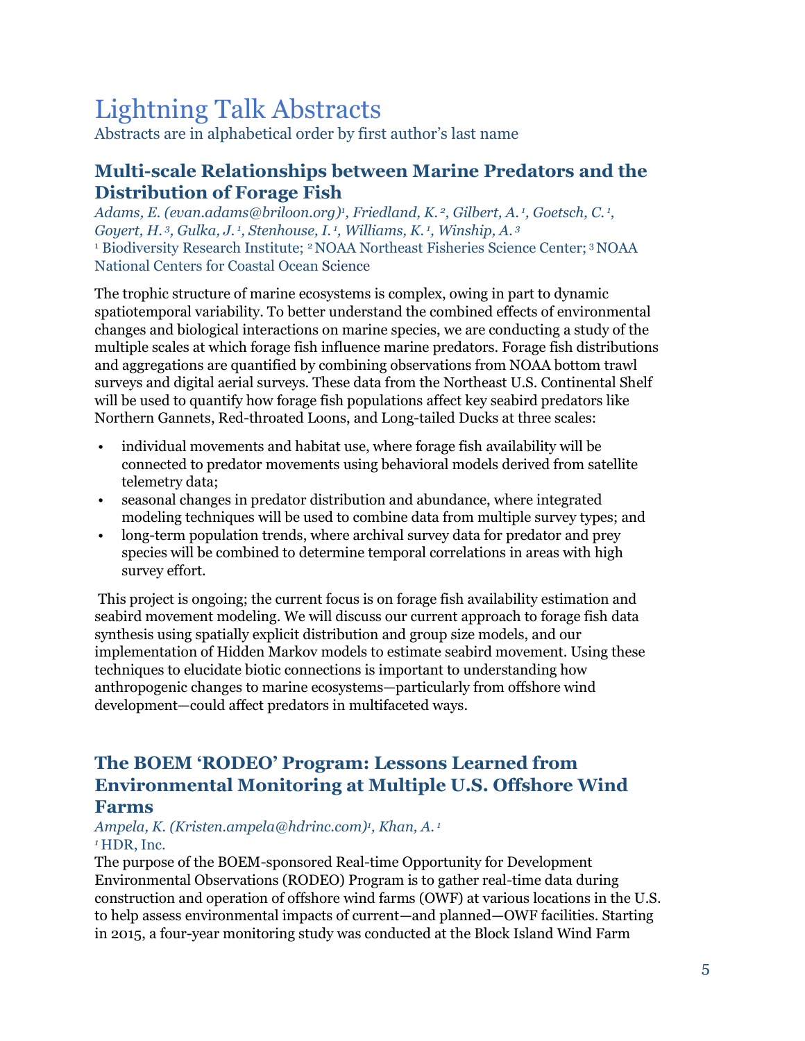# Lightning Talk Abstracts

Abstracts are in alphabetical order by first author's last name

## Multi-scale Relationships between Marine Predators and the Distribution of Forage Fish

*Adams, E. (evan.adams@briloon.org)[1], Friedland, K.[2], Gilbert, A.[1], Goetsch, C.[1], Goyert, H.[3], Gulka, J.[1], Stenhouse, I.[1], Williams, K.[1], Winship, A.[3]*

[1] Biodiversity Research Institute; [2] NOAA Northeast Fisheries Science Center; [3] NOAA National Centers for Coastal Ocean Science

The trophic structure of marine ecosystems is complex, owing in part to dynamic spatiotemporal variability. To better understand the combined effects of environmental changes and biological interactions on marine species, we are conducting a study of the multiple scales at which forage fish influence marine predators. Forage fish distributions and aggregations are quantified by combining observations from NOAA bottom trawl surveys and digital aerial surveys. These data from the Northeast U.S. Continental Shelf will be used to quantify how forage fish populations affect key seabird predators like Northern Gannets, Red-throated Loons, and Long-tailed Ducks at three scales:

- individual movements and habitat use, where forage fish availability will be connected to predator movements using behavioral models derived from satellite telemetry data;
- seasonal changes in predator distribution and abundance, where integrated modeling techniques will be used to combine data from multiple survey types; and
- long-term population trends, where archival survey data for predator and prey species will be combined to determine temporal correlations in areas with high survey effort.

This project is ongoing; the current focus is on forage fish availability estimation and seabird movement modeling. We will discuss our current approach to forage fish data synthesis using spatially explicit distribution and group size models, and our implementation of Hidden Markov models to estimate seabird movement. Using these techniques to elucidate biotic connections is important to understanding how anthropogenic changes to marine ecosystems—particularly from offshore wind development—could affect predators in multifaceted ways.

## The BOEM 'RODEO' Program: Lessons Learned from Environmental Monitoring at Multiple U.S. Offshore Wind Farms

*Ampela, K. (Kristen.ampela@hdrinc.com)[1], Khan, A.[1]*

[1] HDR, Inc.

The purpose of the BOEM-sponsored Real-time Opportunity for Development Environmental Observations (RODEO) Program is to gather real-time data during construction and operation of offshore wind farms (OWF) at various locations in the U.S. to help assess environmental impacts of current—and planned—OWF facilities. Starting in 2015, a four-year monitoring study was conducted at the Block Island Wind Farm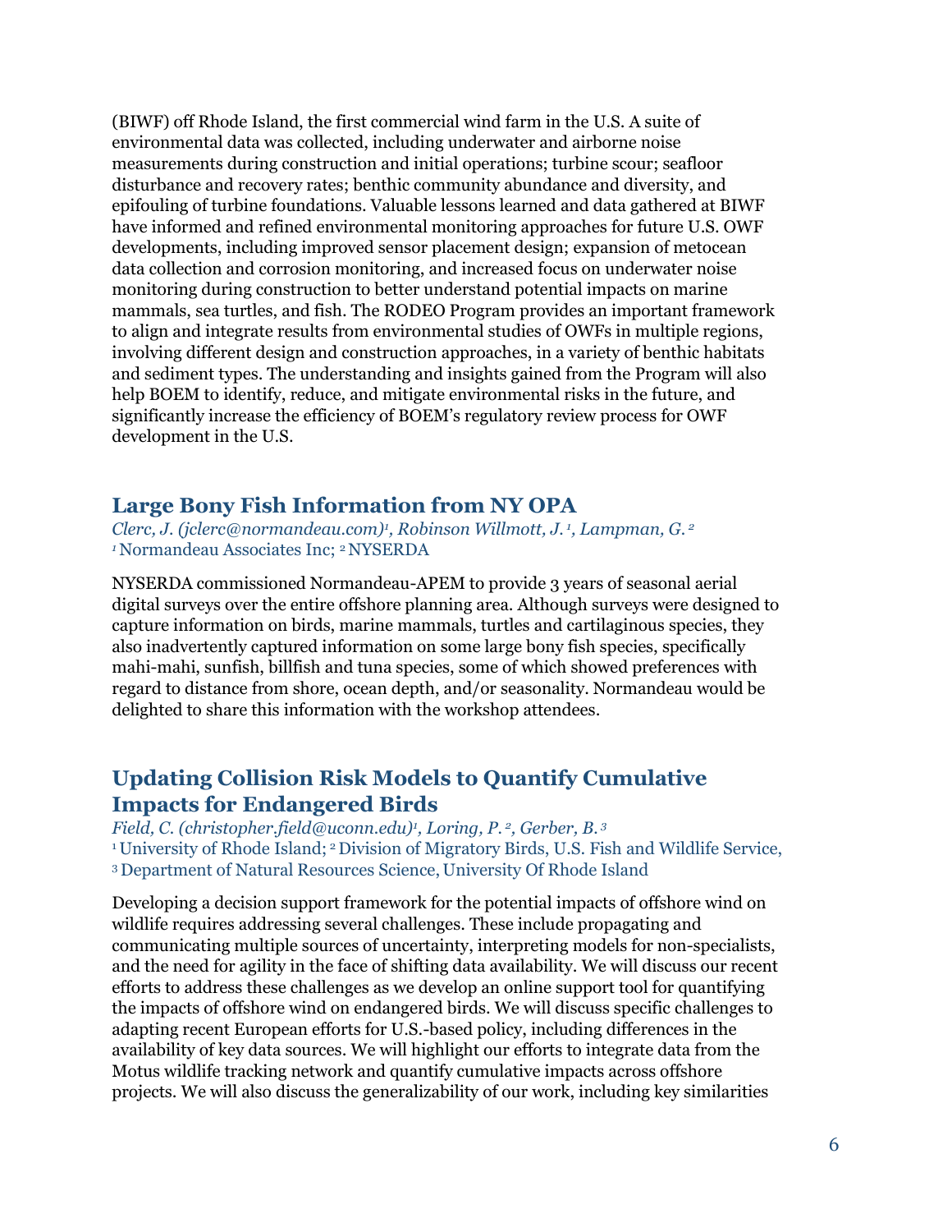(BIWF) off Rhode Island, the first commercial wind farm in the U.S. A suite of environmental data was collected, including underwater and airborne noise measurements during construction and initial operations; turbine scour; seafloor disturbance and recovery rates; benthic community abundance and diversity, and epifouling of turbine foundations. Valuable lessons learned and data gathered at BIWF have informed and refined environmental monitoring approaches for future U.S. OWF developments, including improved sensor placement design; expansion of metocean data collection and corrosion monitoring, and increased focus on underwater noise monitoring during construction to better understand potential impacts on marine mammals, sea turtles, and fish. The RODEO Program provides an important framework to align and integrate results from environmental studies of OWFs in multiple regions, involving different design and construction approaches, in a variety of benthic habitats and sediment types. The understanding and insights gained from the Program will also help BOEM to identify, reduce, and mitigate environmental risks in the future, and significantly increase the efficiency of BOEM's regulatory review process for OWF development in the U.S.

## Large Bony Fish Information from NY OPA

*Clerc, J. (jclerc@normandeau.com)[1], Robinson Willmott, J.[1], Lampman, G.[2]*
[1] Normandeau Associates Inc; [2] NYSERDA

NYSERDA commissioned Normandeau-APEM to provide 3 years of seasonal aerial digital surveys over the entire offshore planning area. Although surveys were designed to capture information on birds, marine mammals, turtles and cartilaginous species, they also inadvertently captured information on some large bony fish species, specifically mahi-mahi, sunfish, billfish and tuna species, some of which showed preferences with regard to distance from shore, ocean depth, and/or seasonality. Normandeau would be delighted to share this information with the workshop attendees.

## Updating Collision Risk Models to Quantify Cumulative Impacts for Endangered Birds

*Field, C. (christopher.field@uconn.edu)[1], Loring, P.[2], Gerber, B.[3]*
[1] University of Rhode Island; [2] Division of Migratory Birds, U.S. Fish and Wildlife Service, [3] Department of Natural Resources Science, University Of Rhode Island

Developing a decision support framework for the potential impacts of offshore wind on wildlife requires addressing several challenges. These include propagating and communicating multiple sources of uncertainty, interpreting models for non-specialists, and the need for agility in the face of shifting data availability. We will discuss our recent efforts to address these challenges as we develop an online support tool for quantifying the impacts of offshore wind on endangered birds. We will discuss specific challenges to adapting recent European efforts for U.S.-based policy, including differences in the availability of key data sources. We will highlight our efforts to integrate data from the Motus wildlife tracking network and quantify cumulative impacts across offshore projects. We will also discuss the generalizability of our work, including key similarities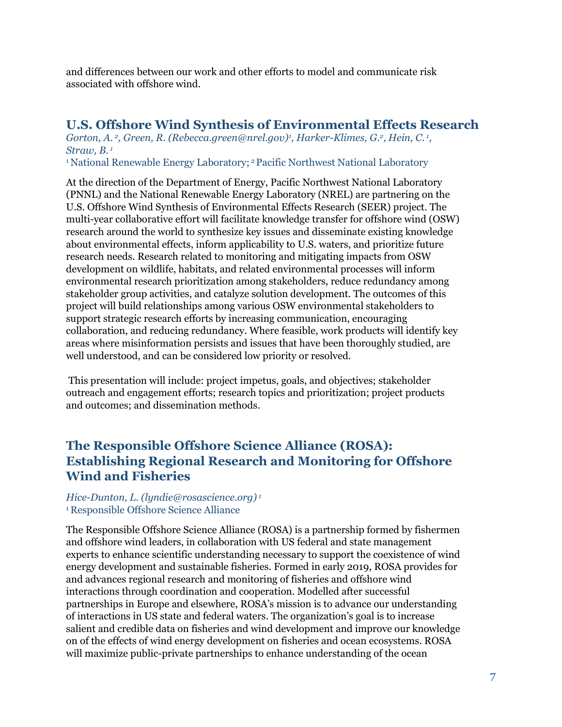and differences between our work and other efforts to model and communicate risk associated with offshore wind.

## U.S. Offshore Wind Synthesis of Environmental Effects Research

*Gorton, A.[2], Green, R. (Rebecca.green@nrel.gov)[1], Harker-Klimes, G.[2], Hein, C.[1], Straw, B.[1]*

[1] National Renewable Energy Laboratory; [2] Pacific Northwest National Laboratory

At the direction of the Department of Energy, Pacific Northwest National Laboratory (PNNL) and the National Renewable Energy Laboratory (NREL) are partnering on the U.S. Offshore Wind Synthesis of Environmental Effects Research (SEER) project. The multi-year collaborative effort will facilitate knowledge transfer for offshore wind (OSW) research around the world to synthesize key issues and disseminate existing knowledge about environmental effects, inform applicability to U.S. waters, and prioritize future research needs. Research related to monitoring and mitigating impacts from OSW development on wildlife, habitats, and related environmental processes will inform environmental research prioritization among stakeholders, reduce redundancy among stakeholder group activities, and catalyze solution development. The outcomes of this project will build relationships among various OSW environmental stakeholders to support strategic research efforts by increasing communication, encouraging collaboration, and reducing redundancy. Where feasible, work products will identify key areas where misinformation persists and issues that have been thoroughly studied, are well understood, and can be considered low priority or resolved.

This presentation will include: project impetus, goals, and objectives; stakeholder outreach and engagement efforts; research topics and prioritization; project products and outcomes; and dissemination methods.

## The Responsible Offshore Science Alliance (ROSA): Establishing Regional Research and Monitoring for Offshore Wind and Fisheries

*Hice-Dunton, L. (lyndie@rosascience.org)[1]*

[1] Responsible Offshore Science Alliance

The Responsible Offshore Science Alliance (ROSA) is a partnership formed by fishermen and offshore wind leaders, in collaboration with US federal and state management experts to enhance scientific understanding necessary to support the coexistence of wind energy development and sustainable fisheries. Formed in early 2019, ROSA provides for and advances regional research and monitoring of fisheries and offshore wind interactions through coordination and cooperation. Modelled after successful partnerships in Europe and elsewhere, ROSA's mission is to advance our understanding of interactions in US state and federal waters. The organization's goal is to increase salient and credible data on fisheries and wind development and improve our knowledge on of the effects of wind energy development on fisheries and ocean ecosystems. ROSA will maximize public-private partnerships to enhance understanding of the ocean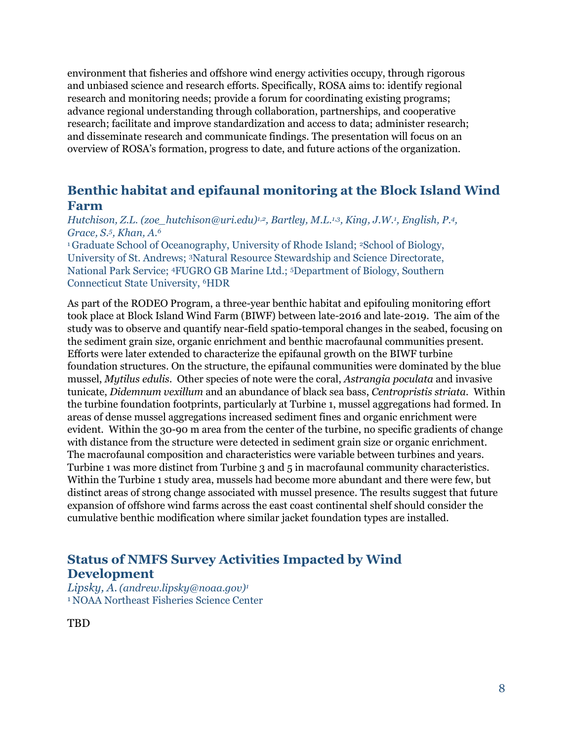environment that fisheries and offshore wind energy activities occupy, through rigorous and unbiased science and research efforts. Specifically, ROSA aims to: identify regional research and monitoring needs; provide a forum for coordinating existing programs; advance regional understanding through collaboration, partnerships, and cooperative research; facilitate and improve standardization and access to data; administer research; and disseminate research and communicate findings. The presentation will focus on an overview of ROSA's formation, progress to date, and future actions of the organization.

## Benthic habitat and epifaunal monitoring at the Block Island Wind Farm

*Hutchison, Z.L. (zoe_hutchison@uri.edu)[1,2], Bartley, M.L.[1,3], King, J.W.[1], English, P.[4], Grace, S.[5], Khan, A.[6]*

[1] Graduate School of Oceanography, University of Rhode Island; [2]School of Biology, University of St. Andrews; [3]Natural Resource Stewardship and Science Directorate, National Park Service; [4]FUGRO GB Marine Ltd.; [5]Department of Biology, Southern Connecticut State University, [6]HDR

As part of the RODEO Program, a three-year benthic habitat and epifouling monitoring effort took place at Block Island Wind Farm (BIWF) between late-2016 and late-2019. The aim of the study was to observe and quantify near-field spatio-temporal changes in the seabed, focusing on the sediment grain size, organic enrichment and benthic macrofaunal communities present. Efforts were later extended to characterize the epifaunal growth on the BIWF turbine foundation structures. On the structure, the epifaunal communities were dominated by the blue mussel, *Mytilus edulis*. Other species of note were the coral, *Astrangia poculata* and invasive tunicate, *Didemnum vexillum* and an abundance of black sea bass, *Centropristis striata*. Within the turbine foundation footprints, particularly at Turbine 1, mussel aggregations had formed. In areas of dense mussel aggregations increased sediment fines and organic enrichment were evident. Within the 30-90 m area from the center of the turbine, no specific gradients of change with distance from the structure were detected in sediment grain size or organic enrichment. The macrofaunal composition and characteristics were variable between turbines and years. Turbine 1 was more distinct from Turbine 3 and 5 in macrofaunal community characteristics. Within the Turbine 1 study area, mussels had become more abundant and there were few, but distinct areas of strong change associated with mussel presence. The results suggest that future expansion of offshore wind farms across the east coast continental shelf should consider the cumulative benthic modification where similar jacket foundation types are installed.

## Status of NMFS Survey Activities Impacted by Wind Development

*Lipsky, A. (andrew.lipsky@noaa.gov)[1]*

[1] NOAA Northeast Fisheries Science Center

TBD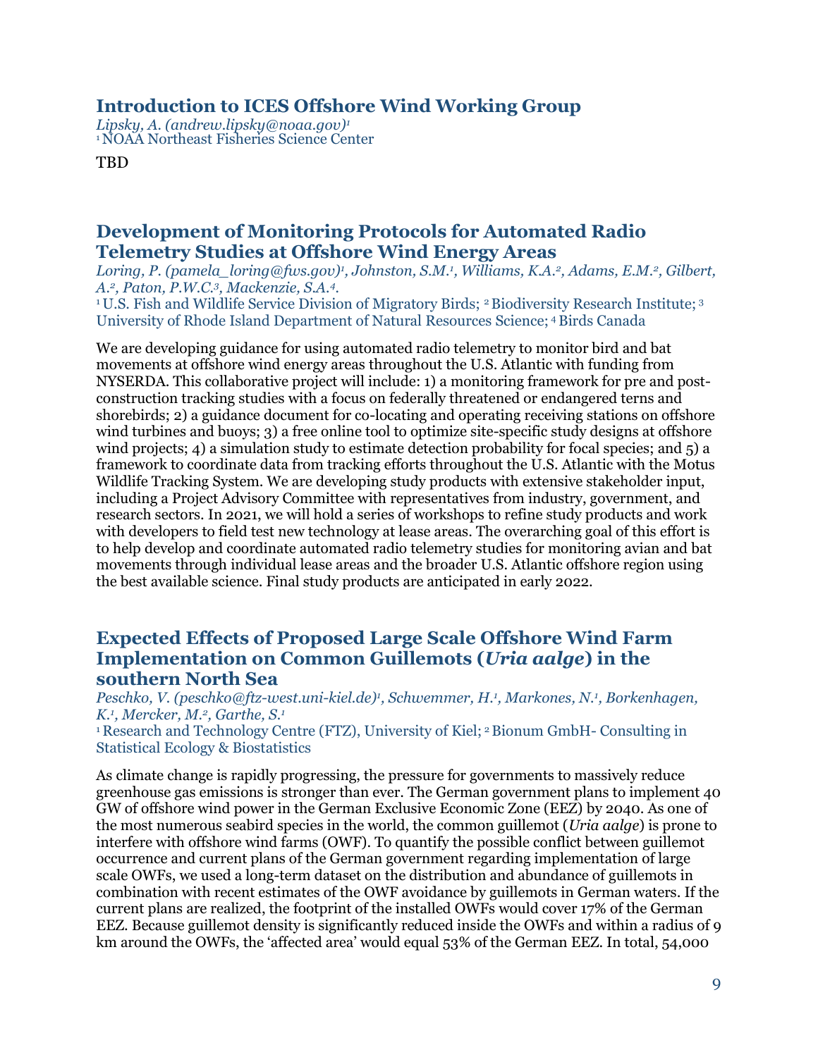## Introduction to ICES Offshore Wind Working Group

*Lipsky, A. (andrew.lipsky@noaa.gov)[1]*
[1] NOAA Northeast Fisheries Science Center

TBD

## Development of Monitoring Protocols for Automated Radio Telemetry Studies at Offshore Wind Energy Areas

*Loring, P. (pamela_loring@fws.gov)[1], Johnston, S.M.[1], Williams, K.A.[2], Adams, E.M.[2], Gilbert, A.[2], Paton, P.W.C.[3], Mackenzie, S.A.[4].*
[1] U.S. Fish and Wildlife Service Division of Migratory Birds; [2] Biodiversity Research Institute; [3] University of Rhode Island Department of Natural Resources Science; [4] Birds Canada

We are developing guidance for using automated radio telemetry to monitor bird and bat movements at offshore wind energy areas throughout the U.S. Atlantic with funding from NYSERDA. This collaborative project will include: 1) a monitoring framework for pre and post-construction tracking studies with a focus on federally threatened or endangered terns and shorebirds; 2) a guidance document for co-locating and operating receiving stations on offshore wind turbines and buoys; 3) a free online tool to optimize site-specific study designs at offshore wind projects; 4) a simulation study to estimate detection probability for focal species; and 5) a framework to coordinate data from tracking efforts throughout the U.S. Atlantic with the Motus Wildlife Tracking System. We are developing study products with extensive stakeholder input, including a Project Advisory Committee with representatives from industry, government, and research sectors. In 2021, we will hold a series of workshops to refine study products and work with developers to field test new technology at lease areas. The overarching goal of this effort is to help develop and coordinate automated radio telemetry studies for monitoring avian and bat movements through individual lease areas and the broader U.S. Atlantic offshore region using the best available science. Final study products are anticipated in early 2022.

## Expected Effects of Proposed Large Scale Offshore Wind Farm Implementation on Common Guillemots (*Uria aalge*) in the southern North Sea

*Peschko, V. (peschko@ftz-west.uni-kiel.de)[1], Schwemmer, H.[1], Markones, N.[1], Borkenhagen, K.[1], Mercker, M.[2], Garthe, S.[1]*
[1] Research and Technology Centre (FTZ), University of Kiel; [2] Bionum GmbH- Consulting in Statistical Ecology & Biostatistics

As climate change is rapidly progressing, the pressure for governments to massively reduce greenhouse gas emissions is stronger than ever. The German government plans to implement 40 GW of offshore wind power in the German Exclusive Economic Zone (EEZ) by 2040. As one of the most numerous seabird species in the world, the common guillemot (*Uria aalge*) is prone to interfere with offshore wind farms (OWF). To quantify the possible conflict between guillemot occurrence and current plans of the German government regarding implementation of large scale OWFs, we used a long-term dataset on the distribution and abundance of guillemots in combination with recent estimates of the OWF avoidance by guillemots in German waters. If the current plans are realized, the footprint of the installed OWFs would cover 17% of the German EEZ. Because guillemot density is significantly reduced inside the OWFs and within a radius of 9 km around the OWFs, the 'affected area' would equal 53% of the German EEZ. In total, 54,000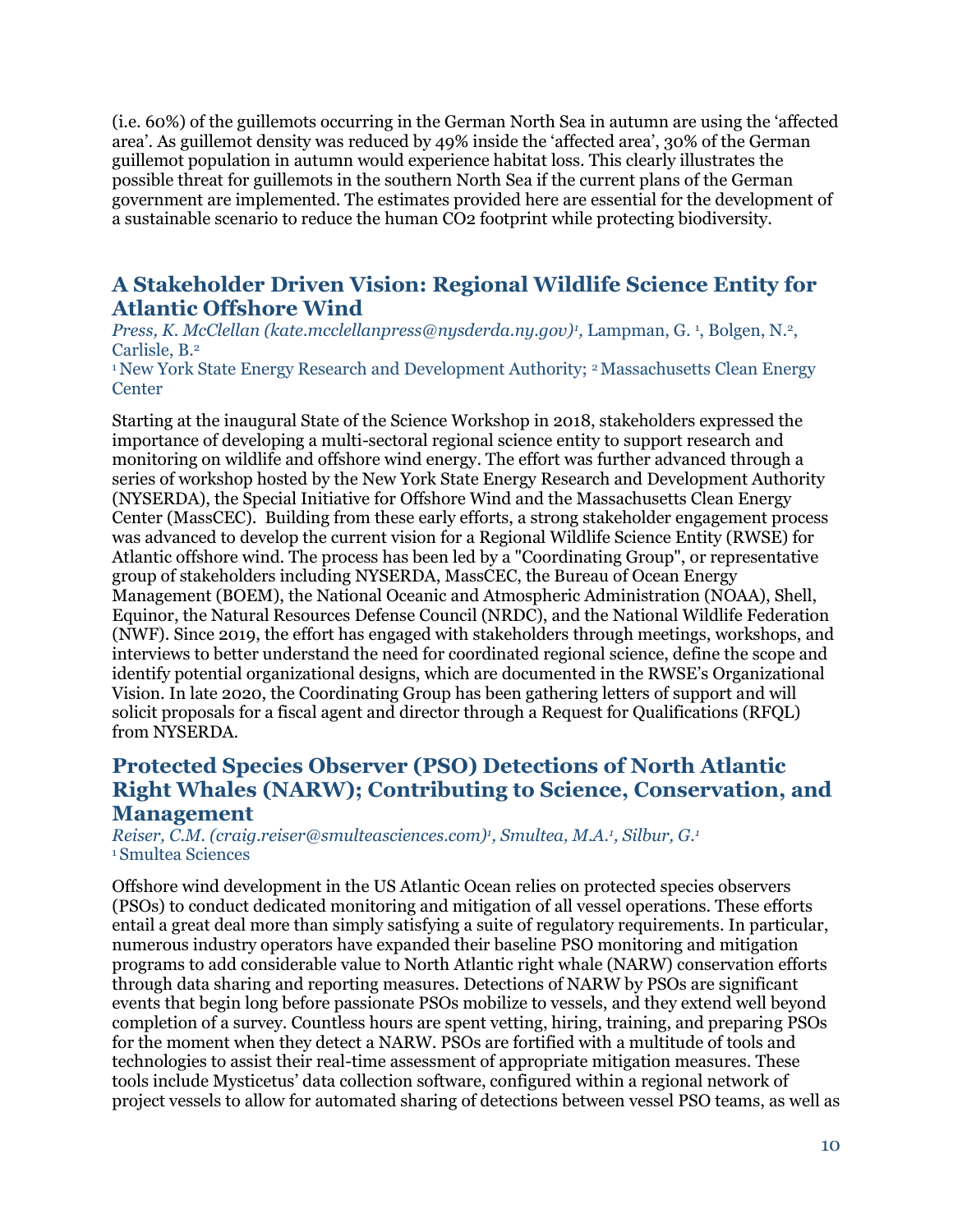(i.e. 60%) of the guillemots occurring in the German North Sea in autumn are using the 'affected area'. As guillemot density was reduced by 49% inside the 'affected area', 30% of the German guillemot population in autumn would experience habitat loss. This clearly illustrates the possible threat for guillemots in the southern North Sea if the current plans of the German government are implemented. The estimates provided here are essential for the development of a sustainable scenario to reduce the human $CO_2$ footprint while protecting biodiversity.

## A Stakeholder Driven Vision: Regional Wildlife Science Entity for Atlantic Offshore Wind

*Press, K. McClellan (kate.mcclellanpress@nysderda.ny.gov)*[1], Lampman, G. [1], Bolgen, N.[2], Carlisle, B.[2]

[1] New York State Energy Research and Development Authority; [2] Massachusetts Clean Energy Center

Starting at the inaugural State of the Science Workshop in 2018, stakeholders expressed the importance of developing a multi-sectoral regional science entity to support research and monitoring on wildlife and offshore wind energy. The effort was further advanced through a series of workshop hosted by the New York State Energy Research and Development Authority (NYSERDA), the Special Initiative for Offshore Wind and the Massachusetts Clean Energy Center (MassCEC). Building from these early efforts, a strong stakeholder engagement process was advanced to develop the current vision for a Regional Wildlife Science Entity (RWSE) for Atlantic offshore wind. The process has been led by a "Coordinating Group", or representative group of stakeholders including NYSERDA, MassCEC, the Bureau of Ocean Energy Management (BOEM), the National Oceanic and Atmospheric Administration (NOAA), Shell, Equinor, the Natural Resources Defense Council (NRDC), and the National Wildlife Federation (NWF). Since 2019, the effort has engaged with stakeholders through meetings, workshops, and interviews to better understand the need for coordinated regional science, define the scope and identify potential organizational designs, which are documented in the RWSE's Organizational Vision. In late 2020, the Coordinating Group has been gathering letters of support and will solicit proposals for a fiscal agent and director through a Request for Qualifications (RFQL) from NYSERDA.

## Protected Species Observer (PSO) Detections of North Atlantic Right Whales (NARW); Contributing to Science, Conservation, and Management

*Reiser, C.M. (craig.reiser@smulteasciences.com)*[1]*, Smultea, M.A.*[1]*, Silbur, G.*[1]

[1] Smultea Sciences

Offshore wind development in the US Atlantic Ocean relies on protected species observers (PSOs) to conduct dedicated monitoring and mitigation of all vessel operations. These efforts entail a great deal more than simply satisfying a suite of regulatory requirements. In particular, numerous industry operators have expanded their baseline PSO monitoring and mitigation programs to add considerable value to North Atlantic right whale (NARW) conservation efforts through data sharing and reporting measures. Detections of NARW by PSOs are significant events that begin long before passionate PSOs mobilize to vessels, and they extend well beyond completion of a survey. Countless hours are spent vetting, hiring, training, and preparing PSOs for the moment when they detect a NARW. PSOs are fortified with a multitude of tools and technologies to assist their real-time assessment of appropriate mitigation measures. These tools include Mysticetus' data collection software, configured within a regional network of project vessels to allow for automated sharing of detections between vessel PSO teams, as well as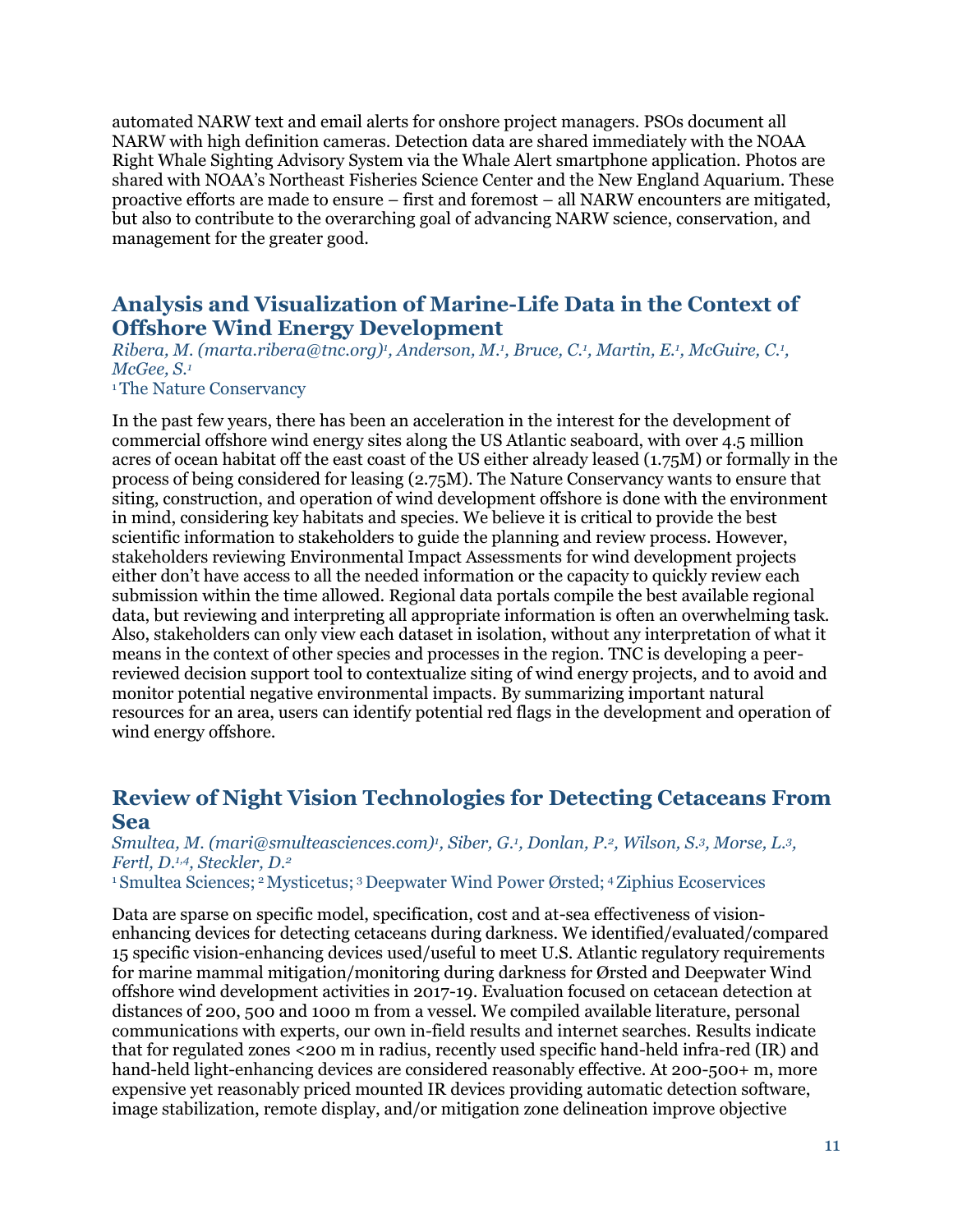automated NARW text and email alerts for onshore project managers. PSOs document all NARW with high definition cameras. Detection data are shared immediately with the NOAA Right Whale Sighting Advisory System via the Whale Alert smartphone application. Photos are shared with NOAA's Northeast Fisheries Science Center and the New England Aquarium. These proactive efforts are made to ensure – first and foremost – all NARW encounters are mitigated, but also to contribute to the overarching goal of advancing NARW science, conservation, and management for the greater good.

## Analysis and Visualization of Marine-Life Data in the Context of Offshore Wind Energy Development

*Ribera, M. (marta.ribera@tnc.org)[1], Anderson, M.[1], Bruce, C.[1], Martin, E.[1], McGuire, C.[1], McGee, S.[1]*

[1] The Nature Conservancy

In the past few years, there has been an acceleration in the interest for the development of commercial offshore wind energy sites along the US Atlantic seaboard, with over 4.5 million acres of ocean habitat off the east coast of the US either already leased (1.75M) or formally in the process of being considered for leasing (2.75M). The Nature Conservancy wants to ensure that siting, construction, and operation of wind development offshore is done with the environment in mind, considering key habitats and species. We believe it is critical to provide the best scientific information to stakeholders to guide the planning and review process. However, stakeholders reviewing Environmental Impact Assessments for wind development projects either don't have access to all the needed information or the capacity to quickly review each submission within the time allowed. Regional data portals compile the best available regional data, but reviewing and interpreting all appropriate information is often an overwhelming task. Also, stakeholders can only view each dataset in isolation, without any interpretation of what it means in the context of other species and processes in the region. TNC is developing a peer-reviewed decision support tool to contextualize siting of wind energy projects, and to avoid and monitor potential negative environmental impacts. By summarizing important natural resources for an area, users can identify potential red flags in the development and operation of wind energy offshore.

## Review of Night Vision Technologies for Detecting Cetaceans From Sea

*Smultea, M. (mari@smulteasciences.com)[1], Siber, G.[1], Donlan, P.[2], Wilson, S.[3], Morse, L.[3], Fertl, D.[1,4], Steckler, D.[2]*

[1] Smultea Sciences; [2] Mysticetus; [3] Deepwater Wind Power Ørsted; [4] Ziphius Ecoservices

Data are sparse on specific model, specification, cost and at-sea effectiveness of vision-enhancing devices for detecting cetaceans during darkness. We identified/evaluated/compared 15 specific vision-enhancing devices used/useful to meet U.S. Atlantic regulatory requirements for marine mammal mitigation/monitoring during darkness for Ørsted and Deepwater Wind offshore wind development activities in 2017-19. Evaluation focused on cetacean detection at distances of 200, 500 and 1000 m from a vessel. We compiled available literature, personal communications with experts, our own in-field results and internet searches. Results indicate that for regulated zones <200 m in radius, recently used specific hand-held infra-red (IR) and hand-held light-enhancing devices are considered reasonably effective. At 200-500+ m, more expensive yet reasonably priced mounted IR devices providing automatic detection software, image stabilization, remote display, and/or mitigation zone delineation improve objective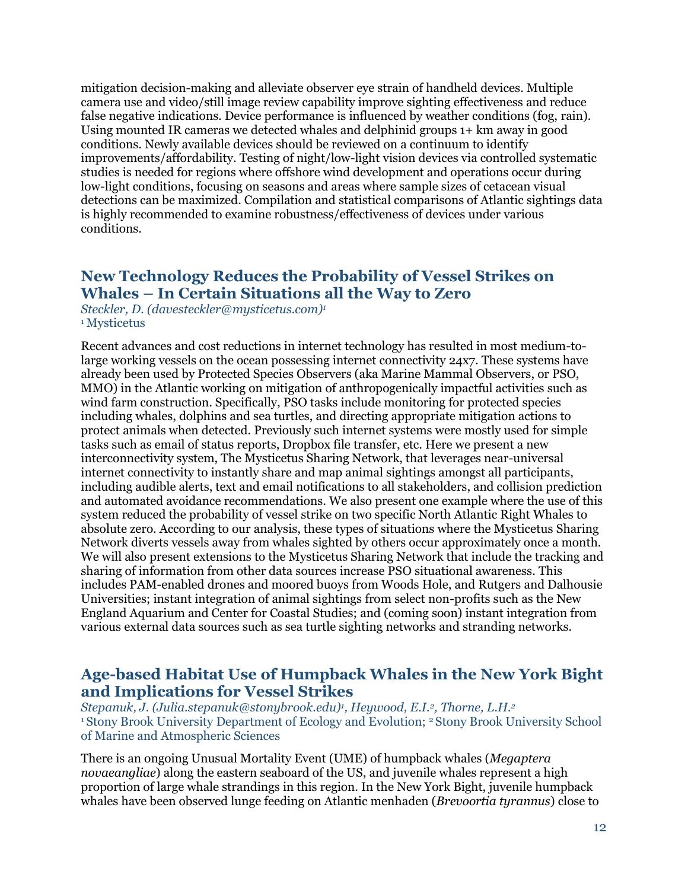mitigation decision-making and alleviate observer eye strain of handheld devices. Multiple camera use and video/still image review capability improve sighting effectiveness and reduce false negative indications. Device performance is influenced by weather conditions (fog, rain). Using mounted IR cameras we detected whales and delphinid groups 1+ km away in good conditions. Newly available devices should be reviewed on a continuum to identify improvements/affordability. Testing of night/low-light vision devices via controlled systematic studies is needed for regions where offshore wind development and operations occur during low-light conditions, focusing on seasons and areas where sample sizes of cetacean visual detections can be maximized. Compilation and statistical comparisons of Atlantic sightings data is highly recommended to examine robustness/effectiveness of devices under various conditions.

## New Technology Reduces the Probability of Vessel Strikes on Whales – In Certain Situations all the Way to Zero

*Steckler, D. (davesteckler@mysticetus.com)*[1]
[1] Mysticetus

Recent advances and cost reductions in internet technology has resulted in most medium-to-large working vessels on the ocean possessing internet connectivity 24x7. These systems have already been used by Protected Species Observers (aka Marine Mammal Observers, or PSO, MMO) in the Atlantic working on mitigation of anthropogenically impactful activities such as wind farm construction. Specifically, PSO tasks include monitoring for protected species including whales, dolphins and sea turtles, and directing appropriate mitigation actions to protect animals when detected. Previously such internet systems were mostly used for simple tasks such as email of status reports, Dropbox file transfer, etc. Here we present a new interconnectivity system, The Mysticetus Sharing Network, that leverages near-universal internet connectivity to instantly share and map animal sightings amongst all participants, including audible alerts, text and email notifications to all stakeholders, and collision prediction and automated avoidance recommendations. We also present one example where the use of this system reduced the probability of vessel strike on two specific North Atlantic Right Whales to absolute zero. According to our analysis, these types of situations where the Mysticetus Sharing Network diverts vessels away from whales sighted by others occur approximately once a month. We will also present extensions to the Mysticetus Sharing Network that include the tracking and sharing of information from other data sources increase PSO situational awareness. This includes PAM-enabled drones and moored buoys from Woods Hole, and Rutgers and Dalhousie Universities; instant integration of animal sightings from select non-profits such as the New England Aquarium and Center for Coastal Studies; and (coming soon) instant integration from various external data sources such as sea turtle sighting networks and stranding networks.

## Age-based Habitat Use of Humpback Whales in the New York Bight and Implications for Vessel Strikes

*Stepanuk, J. (Julia.stepanuk@stonybrook.edu)*[1]*, Heywood, E.I.*[2]*, Thorne, L.H.*[2]
[1] Stony Brook University Department of Ecology and Evolution; [2] Stony Brook University School of Marine and Atmospheric Sciences

There is an ongoing Unusual Mortality Event (UME) of humpback whales (*Megaptera novaeangliae*) along the eastern seaboard of the US, and juvenile whales represent a high proportion of large whale strandings in this region. In the New York Bight, juvenile humpback whales have been observed lunge feeding on Atlantic menhaden (*Brevoortia tyrannus*) close to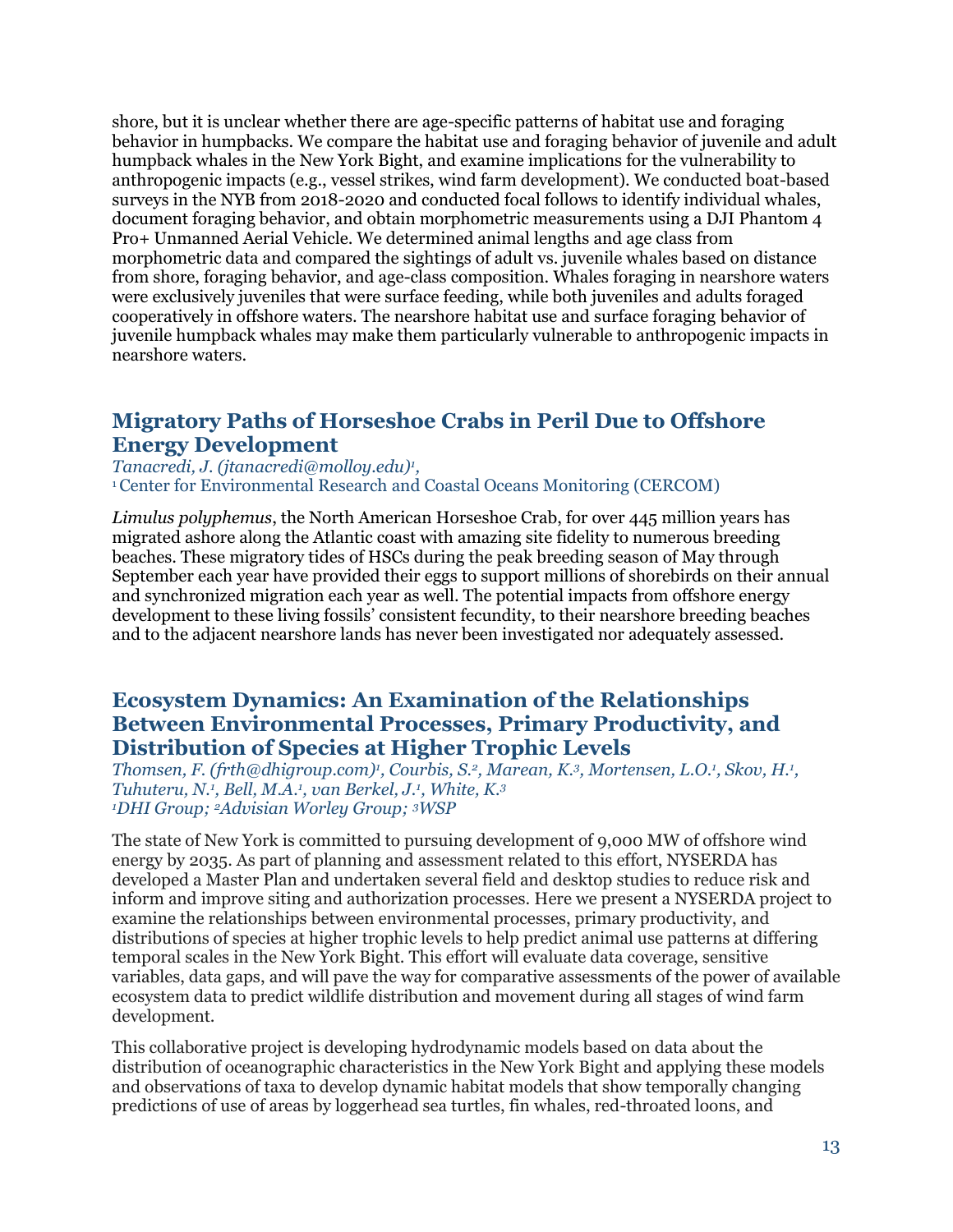shore, but it is unclear whether there are age-specific patterns of habitat use and foraging behavior in humpbacks. We compare the habitat use and foraging behavior of juvenile and adult humpback whales in the New York Bight, and examine implications for the vulnerability to anthropogenic impacts (e.g., vessel strikes, wind farm development). We conducted boat-based surveys in the NYB from 2018-2020 and conducted focal follows to identify individual whales, document foraging behavior, and obtain morphometric measurements using a DJI Phantom 4 Pro+ Unmanned Aerial Vehicle. We determined animal lengths and age class from morphometric data and compared the sightings of adult vs. juvenile whales based on distance from shore, foraging behavior, and age-class composition. Whales foraging in nearshore waters were exclusively juveniles that were surface feeding, while both juveniles and adults foraged cooperatively in offshore waters. The nearshore habitat use and surface foraging behavior of juvenile humpback whales may make them particularly vulnerable to anthropogenic impacts in nearshore waters.

## Migratory Paths of Horseshoe Crabs in Peril Due to Offshore Energy Development

*Tanacredi, J. (jtanacredi@molloy.edu)[1],*
[1] Center for Environmental Research and Coastal Oceans Monitoring (CERCOM)

*Limulus polyphemus*, the North American Horseshoe Crab, for over 445 million years has migrated ashore along the Atlantic coast with amazing site fidelity to numerous breeding beaches. These migratory tides of HSCs during the peak breeding season of May through September each year have provided their eggs to support millions of shorebirds on their annual and synchronized migration each year as well. The potential impacts from offshore energy development to these living fossils' consistent fecundity, to their nearshore breeding beaches and to the adjacent nearshore lands has never been investigated nor adequately assessed.

## Ecosystem Dynamics: An Examination of the Relationships Between Environmental Processes, Primary Productivity, and Distribution of Species at Higher Trophic Levels

*Thomsen, F. (frth@dhigroup.com)[1], Courbis, S.[2], Marean, K.[3], Mortensen, L.O.[1], Skov, H.[1], Tuhuteru, N.[1], Bell, M.A.[1], van Berkel, J.[1], White, K.[3]*
*[1]DHI Group; [2]Advisian Worley Group; [3]WSP*

The state of New York is committed to pursuing development of 9,000 MW of offshore wind energy by 2035. As part of planning and assessment related to this effort, NYSERDA has developed a Master Plan and undertaken several field and desktop studies to reduce risk and inform and improve siting and authorization processes. Here we present a NYSERDA project to examine the relationships between environmental processes, primary productivity, and distributions of species at higher trophic levels to help predict animal use patterns at differing temporal scales in the New York Bight. This effort will evaluate data coverage, sensitive variables, data gaps, and will pave the way for comparative assessments of the power of available ecosystem data to predict wildlife distribution and movement during all stages of wind farm development.

This collaborative project is developing hydrodynamic models based on data about the distribution of oceanographic characteristics in the New York Bight and applying these models and observations of taxa to develop dynamic habitat models that show temporally changing predictions of use of areas by loggerhead sea turtles, fin whales, red-throated loons, and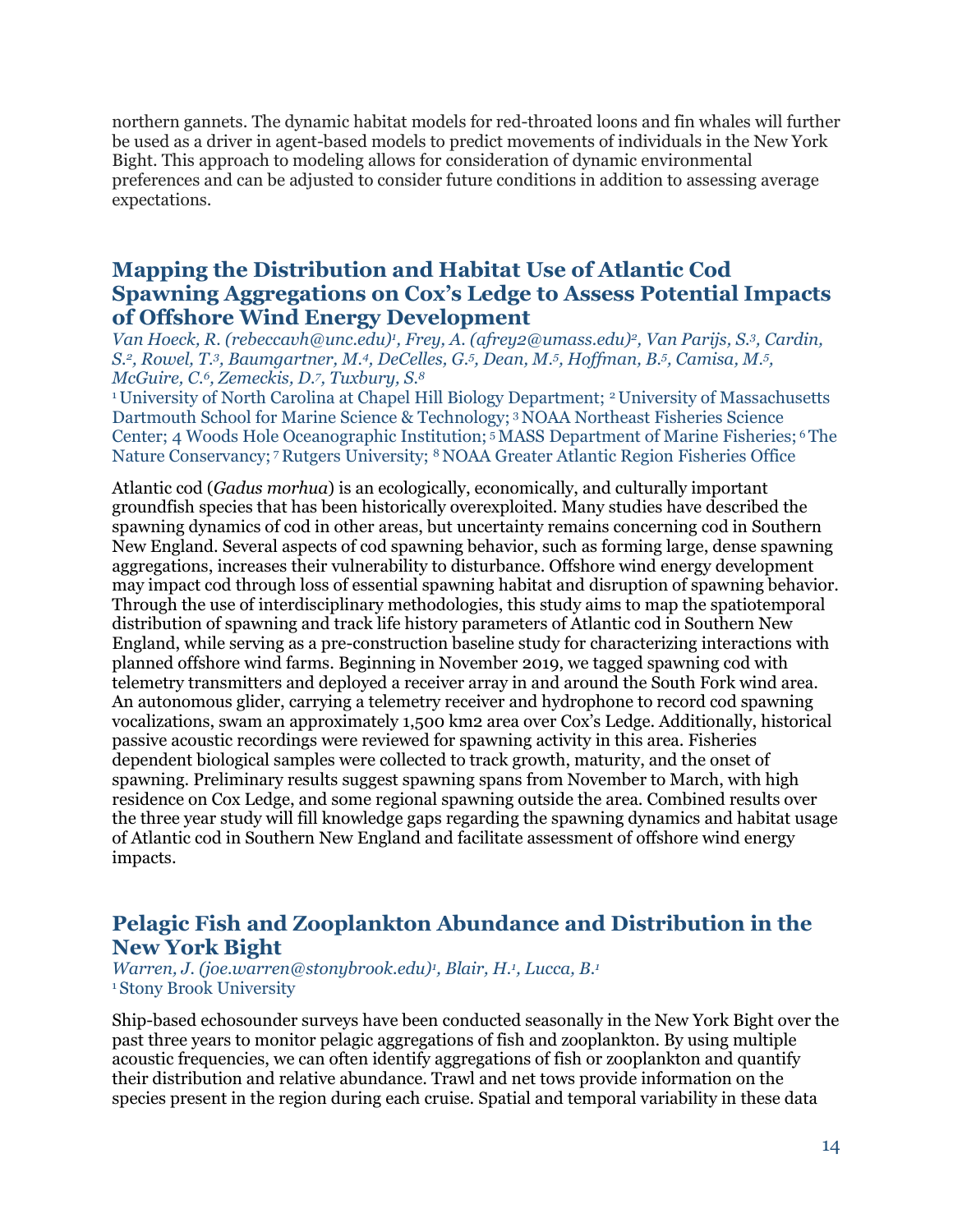northern gannets. The dynamic habitat models for red-throated loons and fin whales will further be used as a driver in agent-based models to predict movements of individuals in the New York Bight. This approach to modeling allows for consideration of dynamic environmental preferences and can be adjusted to consider future conditions in addition to assessing average expectations.

## Mapping the Distribution and Habitat Use of Atlantic Cod Spawning Aggregations on Cox's Ledge to Assess Potential Impacts of Offshore Wind Energy Development

*Van Hoeck, R. (rebeccavh@unc.edu)[1], Frey, A. (afrey2@umass.edu)[2], Van Parijs, S.[3], Cardin, S.[2], Rowel, T.[3], Baumgartner, M.[4], DeCelles, G.[5], Dean, M.[5], Hoffman, B.[5], Camisa, M.[5], McGuire, C.[6], Zemeckis, D.[7], Tuxbury, S.[8]*

[1] University of North Carolina at Chapel Hill Biology Department; [2] University of Massachusetts Dartmouth School for Marine Science & Technology; [3] NOAA Northeast Fisheries Science Center; 4 Woods Hole Oceanographic Institution; [5] MASS Department of Marine Fisheries; [6] The Nature Conservancy; [7] Rutgers University; [8] NOAA Greater Atlantic Region Fisheries Office

Atlantic cod (*Gadus morhua*) is an ecologically, economically, and culturally important groundfish species that has been historically overexploited. Many studies have described the spawning dynamics of cod in other areas, but uncertainty remains concerning cod in Southern New England. Several aspects of cod spawning behavior, such as forming large, dense spawning aggregations, increases their vulnerability to disturbance. Offshore wind energy development may impact cod through loss of essential spawning habitat and disruption of spawning behavior. Through the use of interdisciplinary methodologies, this study aims to map the spatiotemporal distribution of spawning and track life history parameters of Atlantic cod in Southern New England, while serving as a pre-construction baseline study for characterizing interactions with planned offshore wind farms. Beginning in November 2019, we tagged spawning cod with telemetry transmitters and deployed a receiver array in and around the South Fork wind area. An autonomous glider, carrying a telemetry receiver and hydrophone to record cod spawning vocalizations, swam an approximately 1,500 km2 area over Cox's Ledge. Additionally, historical passive acoustic recordings were reviewed for spawning activity in this area. Fisheries dependent biological samples were collected to track growth, maturity, and the onset of spawning. Preliminary results suggest spawning spans from November to March, with high residence on Cox Ledge, and some regional spawning outside the area. Combined results over the three year study will fill knowledge gaps regarding the spawning dynamics and habitat usage of Atlantic cod in Southern New England and facilitate assessment of offshore wind energy impacts.

## Pelagic Fish and Zooplankton Abundance and Distribution in the New York Bight

*Warren, J. (joe.warren@stonybrook.edu)[1], Blair, H.[1], Lucca, B.[1]*

[1] Stony Brook University

Ship-based echosounder surveys have been conducted seasonally in the New York Bight over the past three years to monitor pelagic aggregations of fish and zooplankton. By using multiple acoustic frequencies, we can often identify aggregations of fish or zooplankton and quantify their distribution and relative abundance. Trawl and net tows provide information on the species present in the region during each cruise. Spatial and temporal variability in these data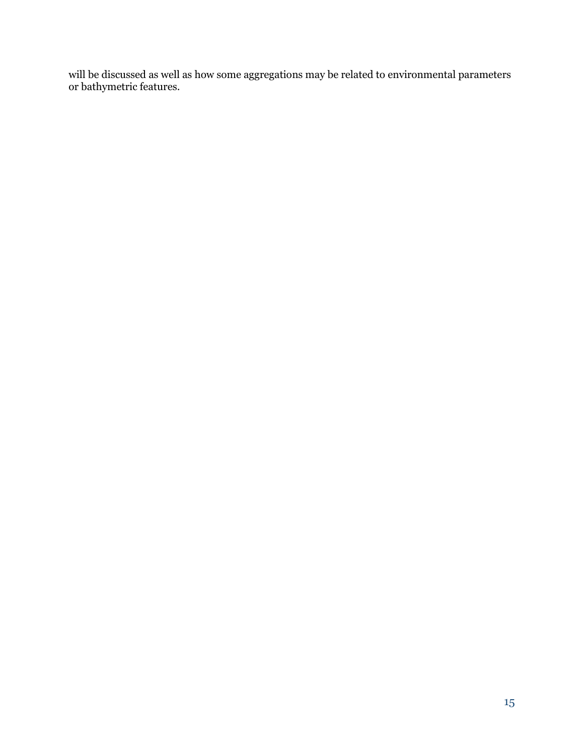will be discussed as well as how some aggregations may be related to environmental parameters or bathymetric features.